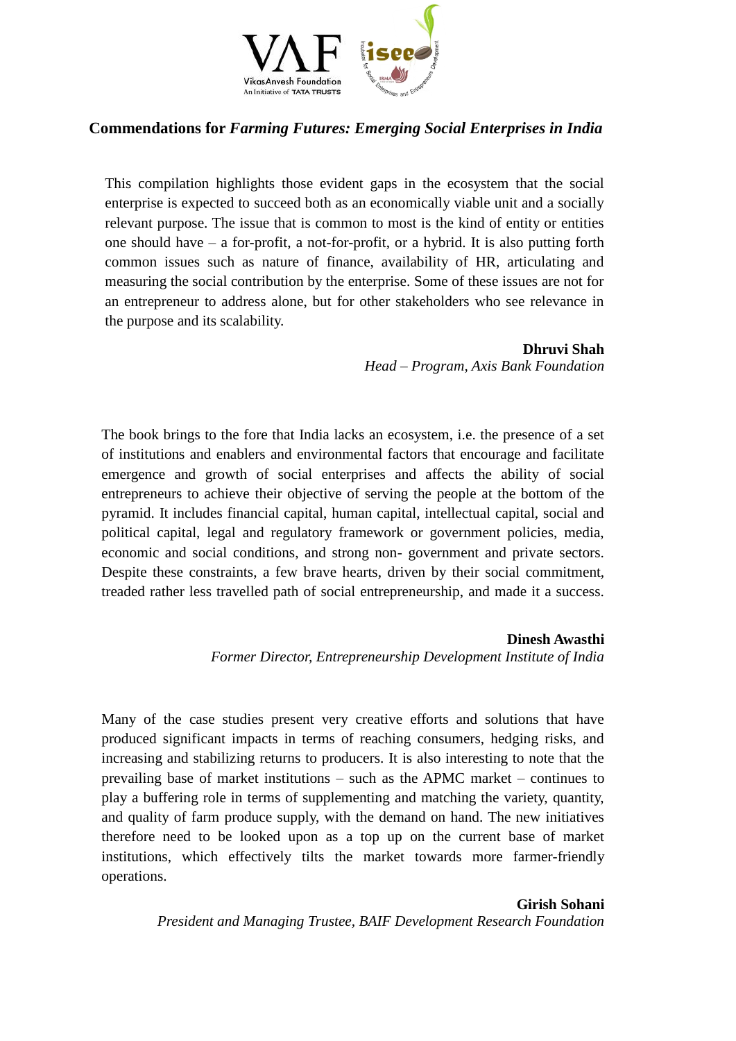# Commendations for *Farming Futures: Emerging Social Enterprises in India*

This compilation highlights those evident gaps in the ecosystem that the social enterprise is expected to succeed both as an economically viable unit and a socially relevant purpose. The issue that is common to most is the kind of entity or entities one should have – a for-profit, a not-for-profit, or a hybrid. It is also putting forth common issues such as nature of finance, availability of HR, articulating and measuring the social contribution by the enterprise. Some of these issues are not for an entrepreneur to address alone, but for other stakeholders who see relevance in the purpose and its scalability.

**Dhruvi Shah**
*Head – Program, Axis Bank Foundation*

The book brings to the fore that India lacks an ecosystem, i.e. the presence of a set of institutions and enablers and environmental factors that encourage and facilitate emergence and growth of social enterprises and affects the ability of social entrepreneurs to achieve their objective of serving the people at the bottom of the pyramid. It includes financial capital, human capital, intellectual capital, social and political capital, legal and regulatory framework or government policies, media, economic and social conditions, and strong non- government and private sectors. Despite these constraints, a few brave hearts, driven by their social commitment, treaded rather less travelled path of social entrepreneurship, and made it a success.

**Dinesh Awasthi**
*Former Director, Entrepreneurship Development Institute of India*

Many of the case studies present very creative efforts and solutions that have produced significant impacts in terms of reaching consumers, hedging risks, and increasing and stabilizing returns to producers. It is also interesting to note that the prevailing base of market institutions – such as the APMC market – continues to play a buffering role in terms of supplementing and matching the variety, quantity, and quality of farm produce supply, with the demand on hand. The new initiatives therefore need to be looked upon as a top up on the current base of market institutions, which effectively tilts the market towards more farmer-friendly operations.

**Girish Sohani**
*President and Managing Trustee, BAIF Development Research Foundation*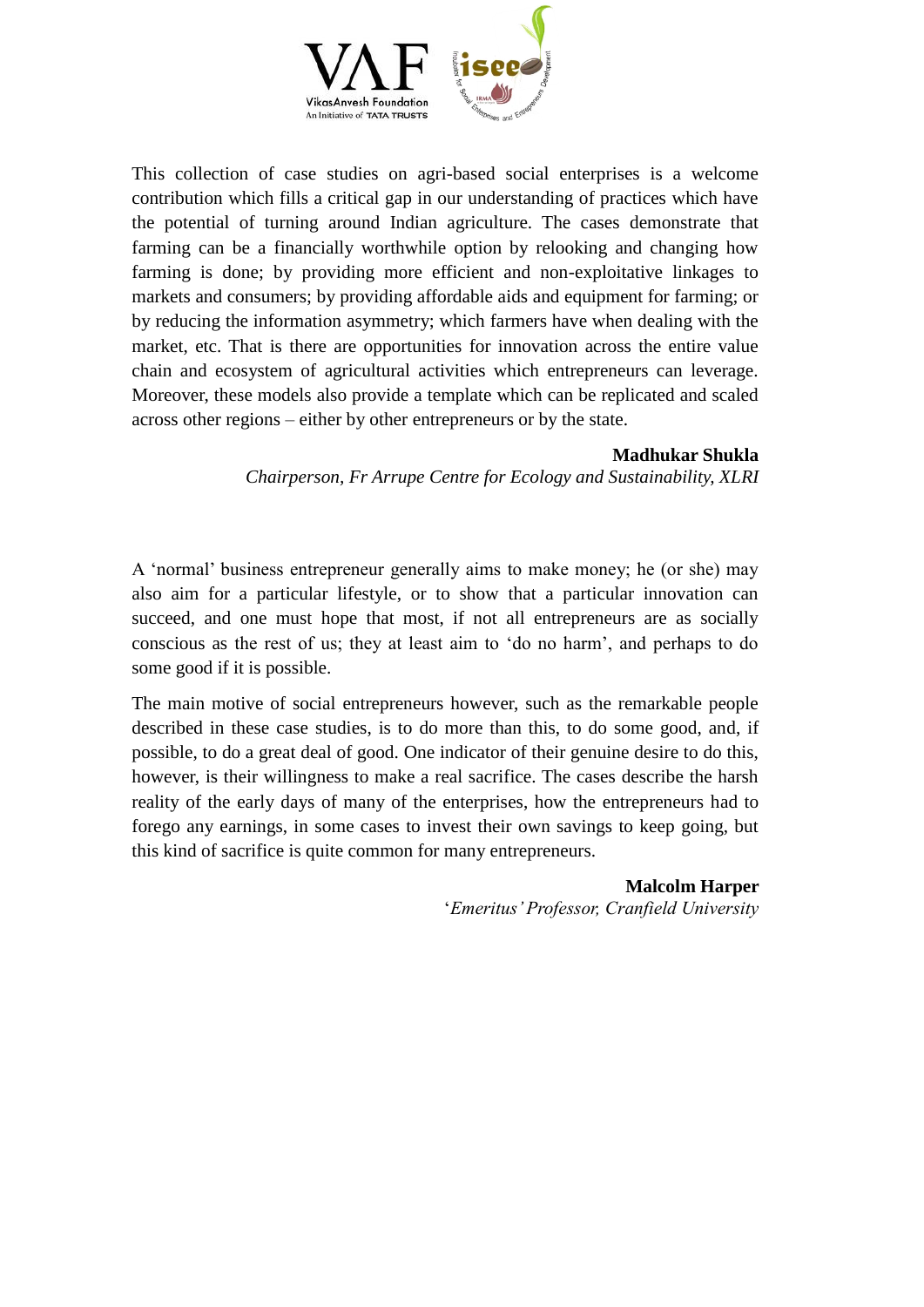This collection of case studies on agri-based social enterprises is a welcome contribution which fills a critical gap in our understanding of practices which have the potential of turning around Indian agriculture. The cases demonstrate that farming can be a financially worthwhile option by relooking and changing how farming is done; by providing more efficient and non-exploitative linkages to markets and consumers; by providing affordable aids and equipment for farming; or by reducing the information asymmetry; which farmers have when dealing with the market, etc. That is there are opportunities for innovation across the entire value chain and ecosystem of agricultural activities which entrepreneurs can leverage. Moreover, these models also provide a template which can be replicated and scaled across other regions – either by other entrepreneurs or by the state.

**Madhukar Shukla**
*Chairperson, Fr Arrupe Centre for Ecology and Sustainability, XLRI*

A 'normal' business entrepreneur generally aims to make money; he (or she) may also aim for a particular lifestyle, or to show that a particular innovation can succeed, and one must hope that most, if not all entrepreneurs are as socially conscious as the rest of us; they at least aim to 'do no harm', and perhaps to do some good if it is possible.

The main motive of social entrepreneurs however, such as the remarkable people described in these case studies, is to do more than this, to do some good, and, if possible, to do a great deal of good. One indicator of their genuine desire to do this, however, is their willingness to make a real sacrifice. The cases describe the harsh reality of the early days of many of the enterprises, how the entrepreneurs had to forego any earnings, in some cases to invest their own savings to keep going, but this kind of sacrifice is quite common for many entrepreneurs.

**Malcolm Harper**
'*Emeritus' Professor, Cranfield University*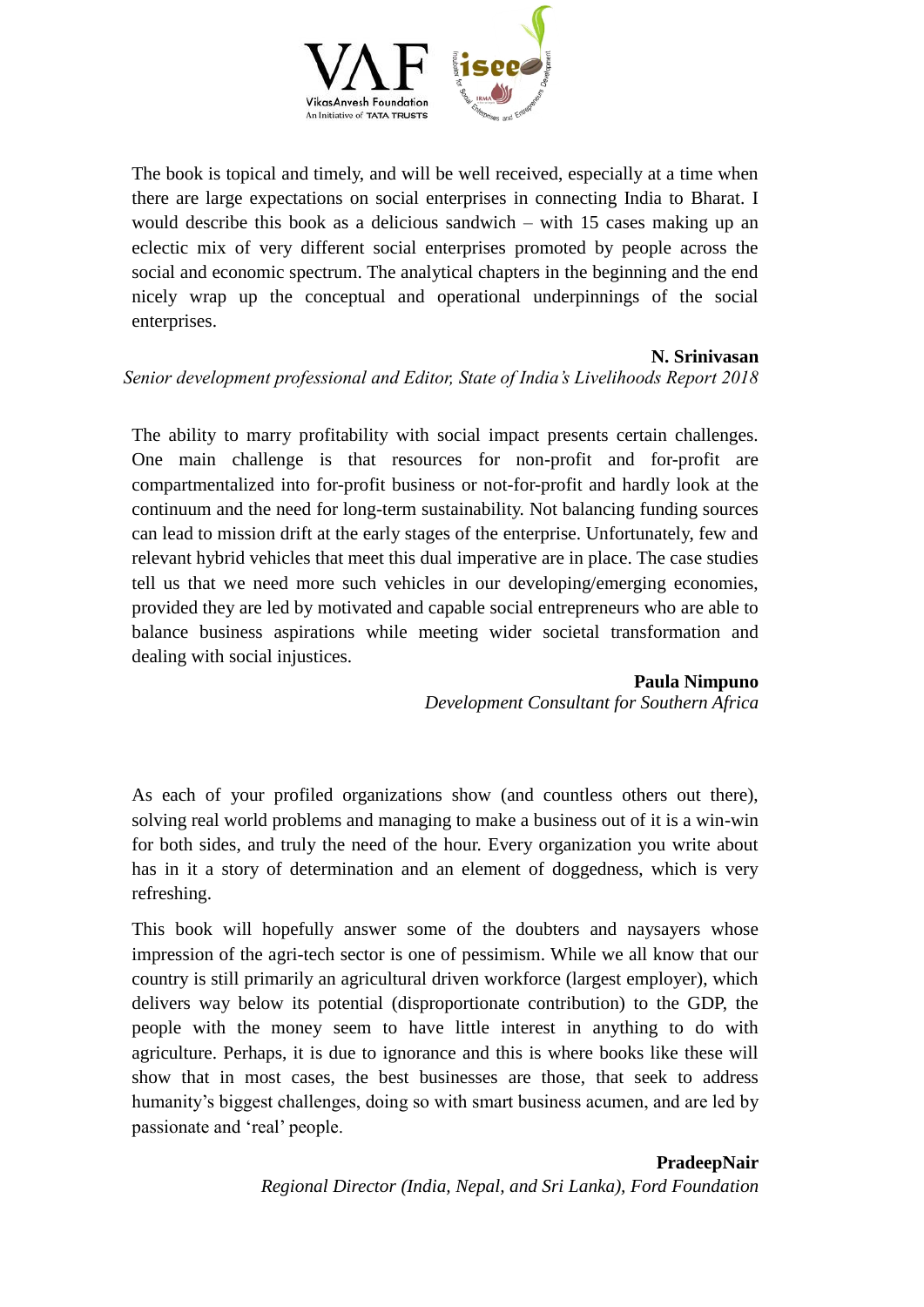The book is topical and timely, and will be well received, especially at a time when there are large expectations on social enterprises in connecting India to Bharat. I would describe this book as a delicious sandwich – with 15 cases making up an eclectic mix of very different social enterprises promoted by people across the social and economic spectrum. The analytical chapters in the beginning and the end nicely wrap up the conceptual and operational underpinnings of the social enterprises.

**N. Srinivasan**
*Senior development professional and Editor, State of India's Livelihoods Report 2018*

The ability to marry profitability with social impact presents certain challenges. One main challenge is that resources for non-profit and for-profit are compartmentalized into for-profit business or not-for-profit and hardly look at the continuum and the need for long-term sustainability. Not balancing funding sources can lead to mission drift at the early stages of the enterprise. Unfortunately, few and relevant hybrid vehicles that meet this dual imperative are in place. The case studies tell us that we need more such vehicles in our developing/emerging economies, provided they are led by motivated and capable social entrepreneurs who are able to balance business aspirations while meeting wider societal transformation and dealing with social injustices.

**Paula Nimpuno**
*Development Consultant for Southern Africa*

As each of your profiled organizations show (and countless others out there), solving real world problems and managing to make a business out of it is a win-win for both sides, and truly the need of the hour. Every organization you write about has in it a story of determination and an element of doggedness, which is very refreshing.

This book will hopefully answer some of the doubters and naysayers whose impression of the agri-tech sector is one of pessimism. While we all know that our country is still primarily an agricultural driven workforce (largest employer), which delivers way below its potential (disproportionate contribution) to the GDP, the people with the money seem to have little interest in anything to do with agriculture. Perhaps, it is due to ignorance and this is where books like these will show that in most cases, the best businesses are those, that seek to address humanity's biggest challenges, doing so with smart business acumen, and are led by passionate and 'real' people.

**PradeepNair**
*Regional Director (India, Nepal, and Sri Lanka), Ford Foundation*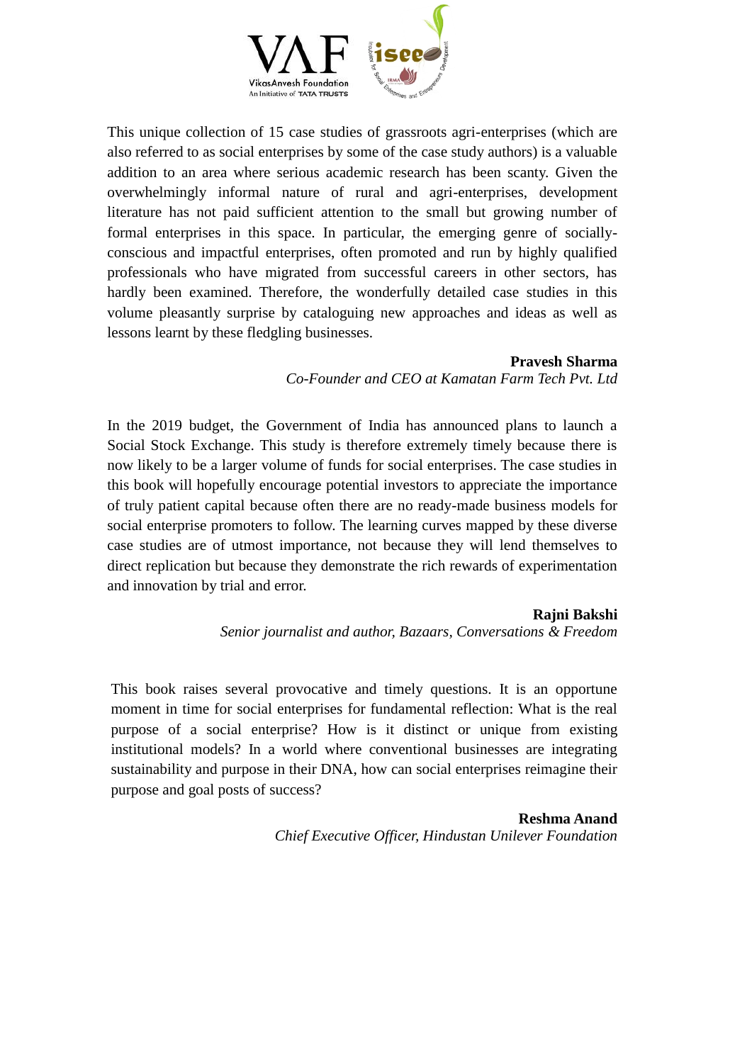This unique collection of 15 case studies of grassroots agri-enterprises (which are also referred to as social enterprises by some of the case study authors) is a valuable addition to an area where serious academic research has been scanty. Given the overwhelmingly informal nature of rural and agri-enterprises, development literature has not paid sufficient attention to the small but growing number of formal enterprises in this space. In particular, the emerging genre of socially-conscious and impactful enterprises, often promoted and run by highly qualified professionals who have migrated from successful careers in other sectors, has hardly been examined. Therefore, the wonderfully detailed case studies in this volume pleasantly surprise by cataloguing new approaches and ideas as well as lessons learnt by these fledgling businesses.

**Pravesh Sharma**
*Co-Founder and CEO at Kamatan Farm Tech Pvt. Ltd*

In the 2019 budget, the Government of India has announced plans to launch a Social Stock Exchange. This study is therefore extremely timely because there is now likely to be a larger volume of funds for social enterprises. The case studies in this book will hopefully encourage potential investors to appreciate the importance of truly patient capital because often there are no ready-made business models for social enterprise promoters to follow. The learning curves mapped by these diverse case studies are of utmost importance, not because they will lend themselves to direct replication but because they demonstrate the rich rewards of experimentation and innovation by trial and error.

**Rajni Bakshi**
*Senior journalist and author, Bazaars, Conversations & Freedom*

This book raises several provocative and timely questions. It is an opportune moment in time for social enterprises for fundamental reflection: What is the real purpose of a social enterprise? How is it distinct or unique from existing institutional models? In a world where conventional businesses are integrating sustainability and purpose in their DNA, how can social enterprises reimagine their purpose and goal posts of success?

**Reshma Anand**
*Chief Executive Officer, Hindustan Unilever Foundation*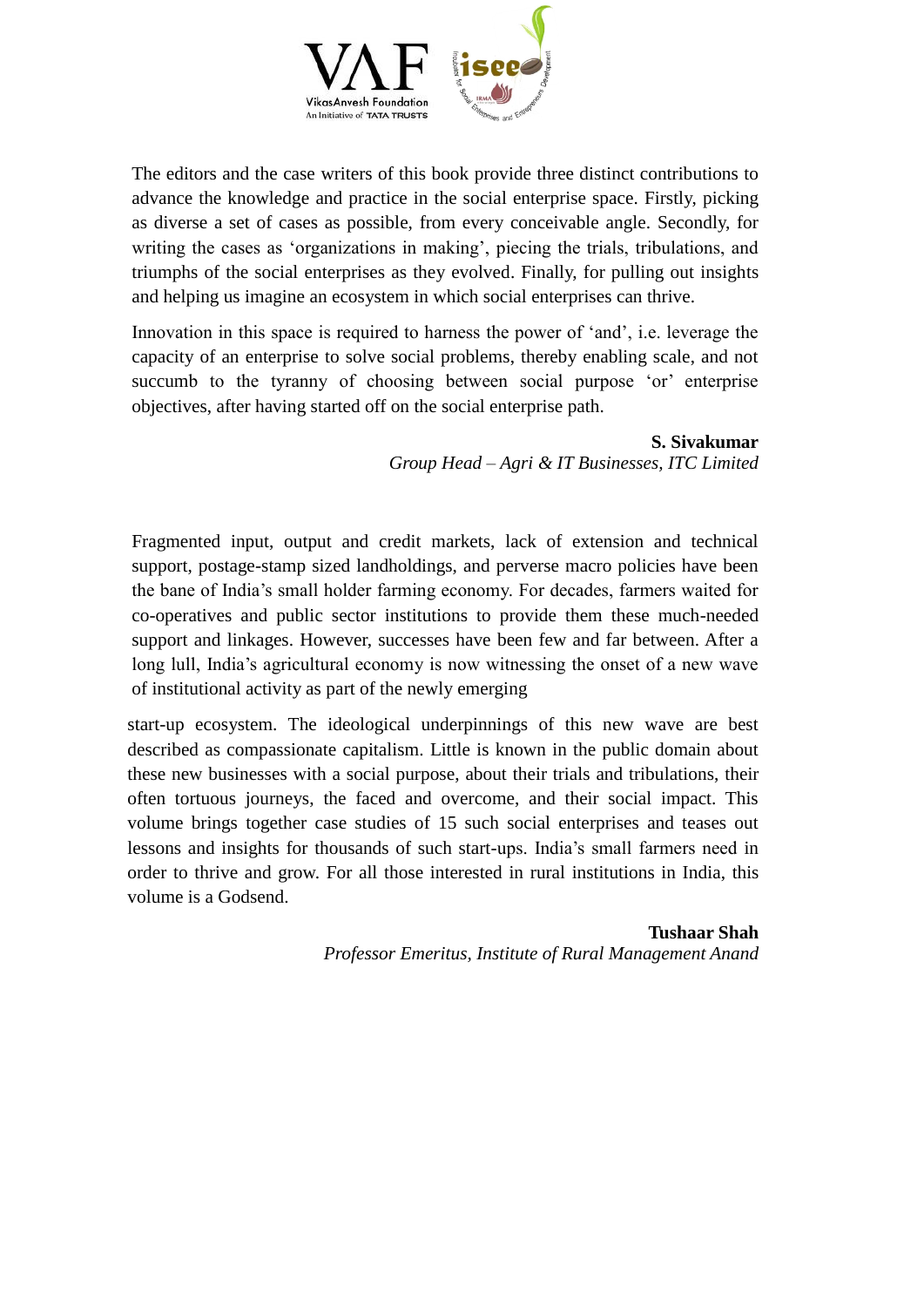The editors and the case writers of this book provide three distinct contributions to advance the knowledge and practice in the social enterprise space. Firstly, picking as diverse a set of cases as possible, from every conceivable angle. Secondly, for writing the cases as 'organizations in making', piecing the trials, tribulations, and triumphs of the social enterprises as they evolved. Finally, for pulling out insights and helping us imagine an ecosystem in which social enterprises can thrive.

Innovation in this space is required to harness the power of 'and', i.e. leverage the capacity of an enterprise to solve social problems, thereby enabling scale, and not succumb to the tyranny of choosing between social purpose 'or' enterprise objectives, after having started off on the social enterprise path.

**S. Sivakumar**
*Group Head – Agri & IT Businesses, ITC Limited*

Fragmented input, output and credit markets, lack of extension and technical support, postage-stamp sized landholdings, and perverse macro policies have been the bane of India's small holder farming economy. For decades, farmers waited for co-operatives and public sector institutions to provide them these much-needed support and linkages. However, successes have been few and far between. After a long lull, India's agricultural economy is now witnessing the onset of a new wave of institutional activity as part of the newly emerging start-up ecosystem. The ideological underpinnings of this new wave are best described as compassionate capitalism. Little is known in the public domain about these new businesses with a social purpose, about their trials and tribulations, their often tortuous journeys, the faced and overcome, and their social impact. This volume brings together case studies of 15 such social enterprises and teases out lessons and insights for thousands of such start-ups. India's small farmers need in order to thrive and grow. For all those interested in rural institutions in India, this volume is a Godsend.

**Tushaar Shah**
*Professor Emeritus, Institute of Rural Management Anand*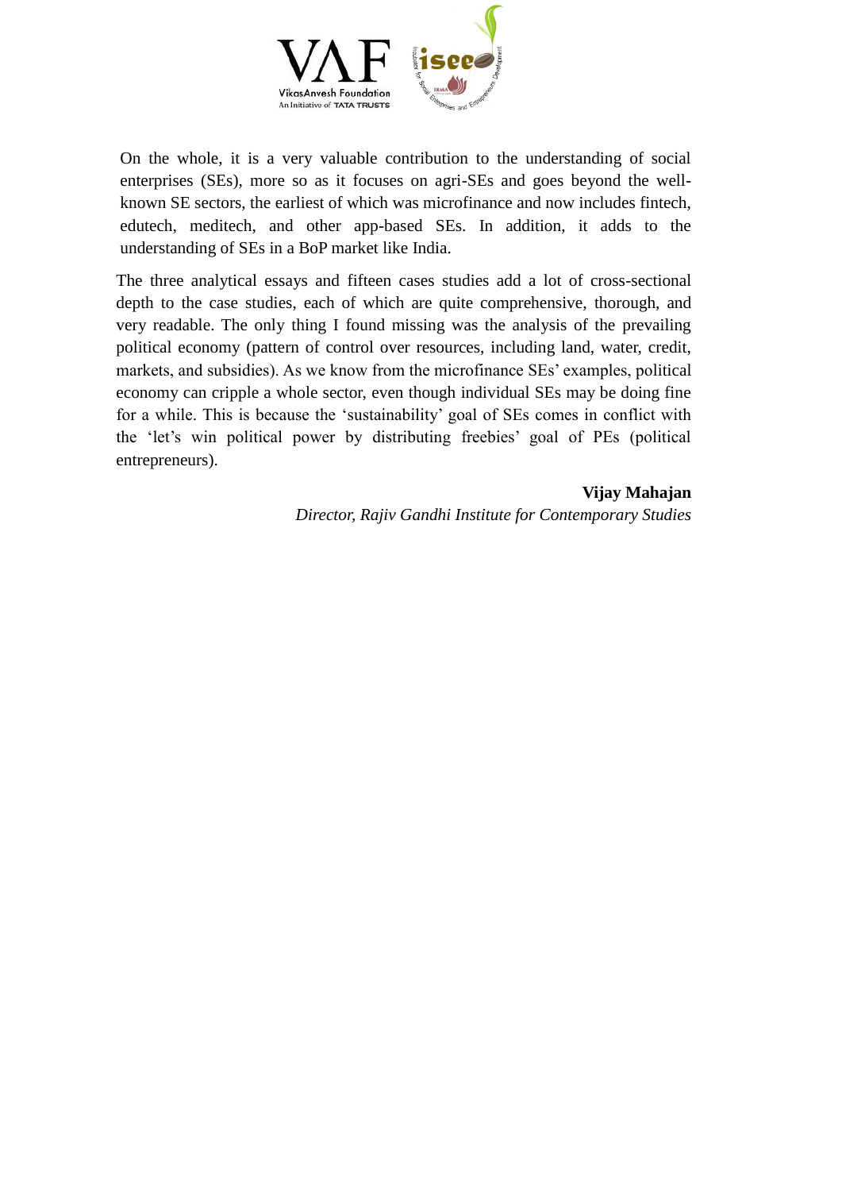On the whole, it is a very valuable contribution to the understanding of social enterprises (SEs), more so as it focuses on agri-SEs and goes beyond the well-known SE sectors, the earliest of which was microfinance and now includes fintech, edutech, meditech, and other app-based SEs. In addition, it adds to the understanding of SEs in a BoP market like India.

The three analytical essays and fifteen cases studies add a lot of cross-sectional depth to the case studies, each of which are quite comprehensive, thorough, and very readable. The only thing I found missing was the analysis of the prevailing political economy (pattern of control over resources, including land, water, credit, markets, and subsidies). As we know from the microfinance SEs' examples, political economy can cripple a whole sector, even though individual SEs may be doing fine for a while. This is because the 'sustainability' goal of SEs comes in conflict with the 'let's win political power by distributing freebies' goal of PEs (political entrepreneurs).

**Vijay Mahajan**

*Director, Rajiv Gandhi Institute for Contemporary Studies*